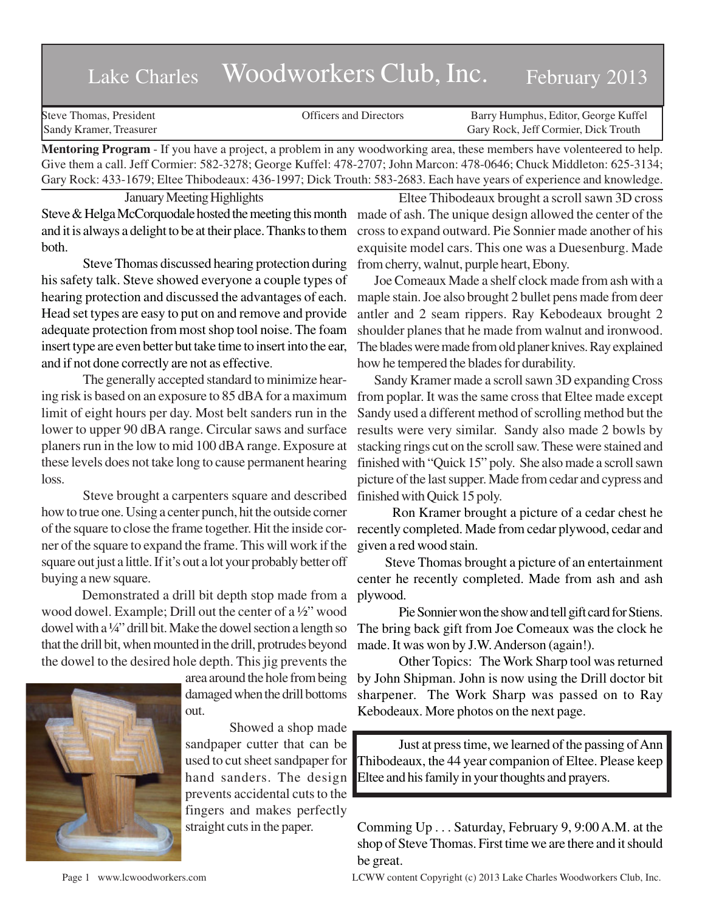# Lake Charles Woodworkers Club, Inc. February 2013

Steve Thomas, President
Sandy Kramer, Treasurer

Officers and Directors

Barry Humphus, Editor, George Kuffel
Gary Rock, Jeff Cormier, Dick Trouth

**Mentoring Program** - If you have a project, a problem in any woodworking area, these members have volenteered to help. Give them a call. Jeff Cormier: 582-3278; George Kuffel: 478-2707; John Marcon: 478-0646; Chuck Middleton: 625-3134; Gary Rock: 433-1679; Eltee Thibodeaux: 436-1997; Dick Trouth: 583-2683. Each have years of experience and knowledge.

## January Meeting Highlights

Steve & Helga McCorquodale hosted the meeting this month and it is always a delight to be at their place. Thanks to them both.

Steve Thomas discussed hearing protection during his safety talk. Steve showed everyone a couple types of hearing protection and discussed the advantages of each. Head set types are easy to put on and remove and provide adequate protection from most shop tool noise. The foam insert type are even better but take time to insert into the ear, and if not done correctly are not as effective.

The generally accepted standard to minimize hearing risk is based on an exposure to 85 dBA for a maximum limit of eight hours per day. Most belt sanders run in the lower to upper 90 dBA range. Circular saws and surface planers run in the low to mid 100 dBA range. Exposure at these levels does not take long to cause permanent hearing loss.

Steve brought a carpenters square and described how to true one. Using a center punch, hit the outside corner of the square to close the frame together. Hit the inside corner of the square to expand the frame. This will work if the square out just a little. If it's out a lot your probably better off buying a new square.

Demonstrated a drill bit depth stop made from a wood dowel. Example; Drill out the center of a ½" wood dowel with a ¼" drill bit. Make the dowel section a length so that the drill bit, when mounted in the drill, protrudes beyond the dowel to the desired hole depth. This jig prevents the area around the hole from being damaged when the drill bottoms out.

Showed a shop made sandpaper cutter that can be used to cut sheet sandpaper for hand sanders. The design prevents accidental cuts to the fingers and makes perfectly straight cuts in the paper.

Eltee Thibodeaux brought a scroll sawn 3D cross made of ash. The unique design allowed the center of the cross to expand outward. Pie Sonnier made another of his exquisite model cars. This one was a Duesenburg. Made from cherry, walnut, purple heart, Ebony.

Joe Comeaux Made a shelf clock made from ash with a maple stain. Joe also brought 2 bullet pens made from deer antler and 2 seam rippers. Ray Kebodeaux brought 2 shoulder planes that he made from walnut and ironwood. The blades were made from old planer knives. Ray explained how he tempered the blades for durability.

Sandy Kramer made a scroll sawn 3D expanding Cross from poplar. It was the same cross that Eltee made except Sandy used a different method of scrolling method but the results were very similar. Sandy also made 2 bowls by stacking rings cut on the scroll saw. These were stained and finished with "Quick 15" poly. She also made a scroll sawn picture of the last supper. Made from cedar and cypress and finished with Quick 15 poly.

Ron Kramer brought a picture of a cedar chest he recently completed. Made from cedar plywood, cedar and given a red wood stain.

Steve Thomas brought a picture of an entertainment center he recently completed. Made from ash and ash plywood.

Pie Sonnier won the show and tell gift card for Stiens. The bring back gift from Joe Comeaux was the clock he made. It was won by J.W. Anderson (again!).

Other Topics: The Work Sharp tool was returned by John Shipman. John is now using the Drill doctor bit sharpener. The Work Sharp was passed on to Ray Kebodeaux. More photos on the next page.

Just at press time, we learned of the passing of Ann Thibodeaux, the 44 year companion of Eltee. Please keep Eltee and his family in your thoughts and prayers.

Comming Up . . . Saturday, February 9, 9:00 A.M. at the shop of Steve Thomas. First time we are there and it should be great.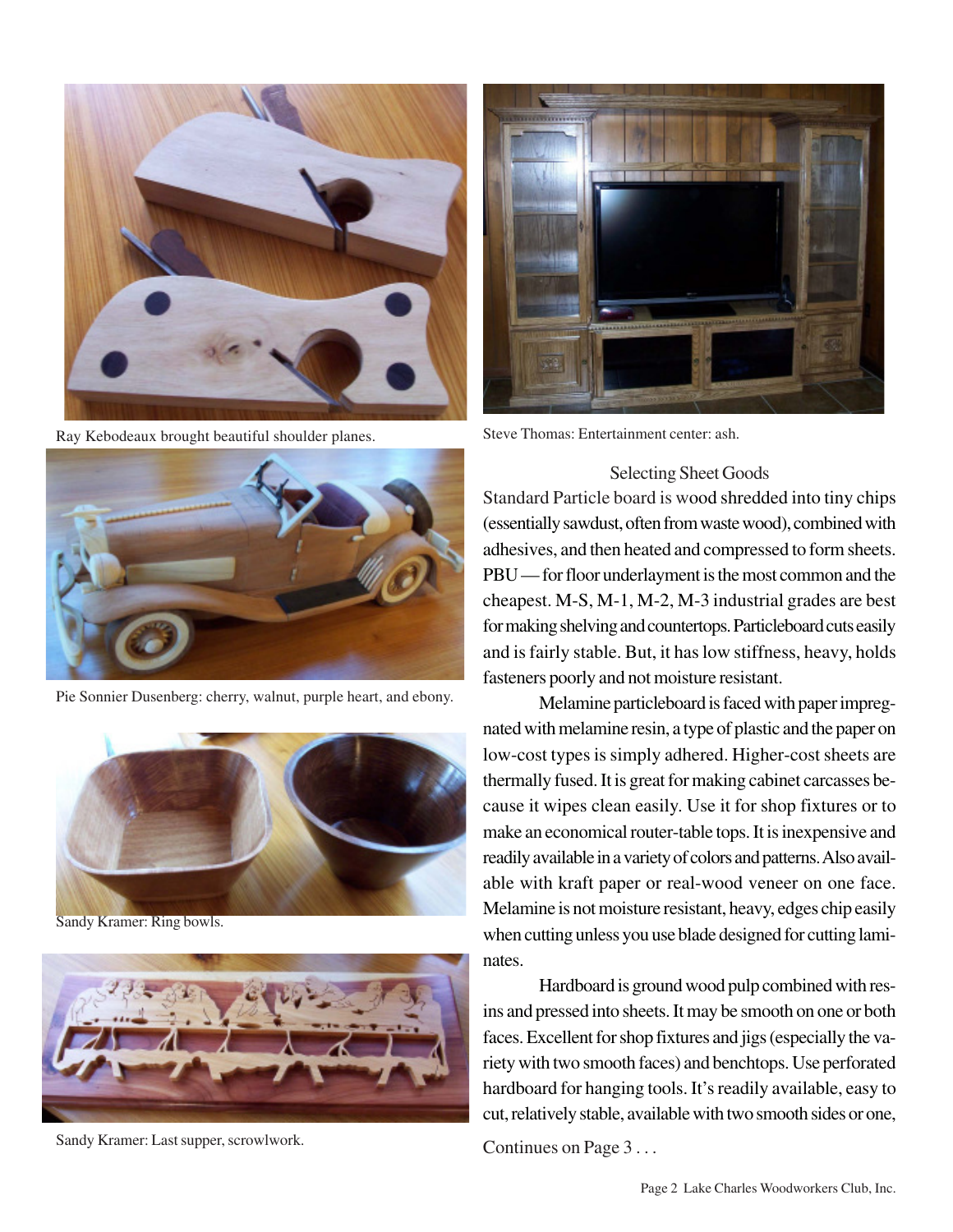Ray Kebodeaux brought beautiful shoulder planes.

Pie Sonnier Dusenberg: cherry, walnut, purple heart, and ebony.

Sandy Kramer: Ring bowls.

Sandy Kramer: Last supper, scrowlwork.

Steve Thomas: Entertainment center: ash.

## Selecting Sheet Goods

Standard Particle board is wood shredded into tiny chips (essentially sawdust, often from waste wood), combined with adhesives, and then heated and compressed to form sheets. PBU — for floor underlayment is the most common and the cheapest. M-S, M-1, M-2, M-3 industrial grades are best for making shelving and countertops. Particleboard cuts easily and is fairly stable. But, it has low stiffness, heavy, holds fasteners poorly and not moisture resistant.

Melamine particleboard is faced with paper impregnated with melamine resin, a type of plastic and the paper on low-cost types is simply adhered. Higher-cost sheets are thermally fused. It is great for making cabinet carcasses because it wipes clean easily. Use it for shop fixtures or to make an economical router-table tops. It is inexpensive and readily available in a variety of colors and patterns. Also available with kraft paper or real-wood veneer on one face. Melamine is not moisture resistant, heavy, edges chip easily when cutting unless you use blade designed for cutting laminates.

Hardboard is ground wood pulp combined with resins and pressed into sheets. It may be smooth on one or both faces. Excellent for shop fixtures and jigs (especially the variety with two smooth faces) and benchtops. Use perforated hardboard for hanging tools. It's readily available, easy to cut, relatively stable, available with two smooth sides or one,

Continues on Page 3 . . .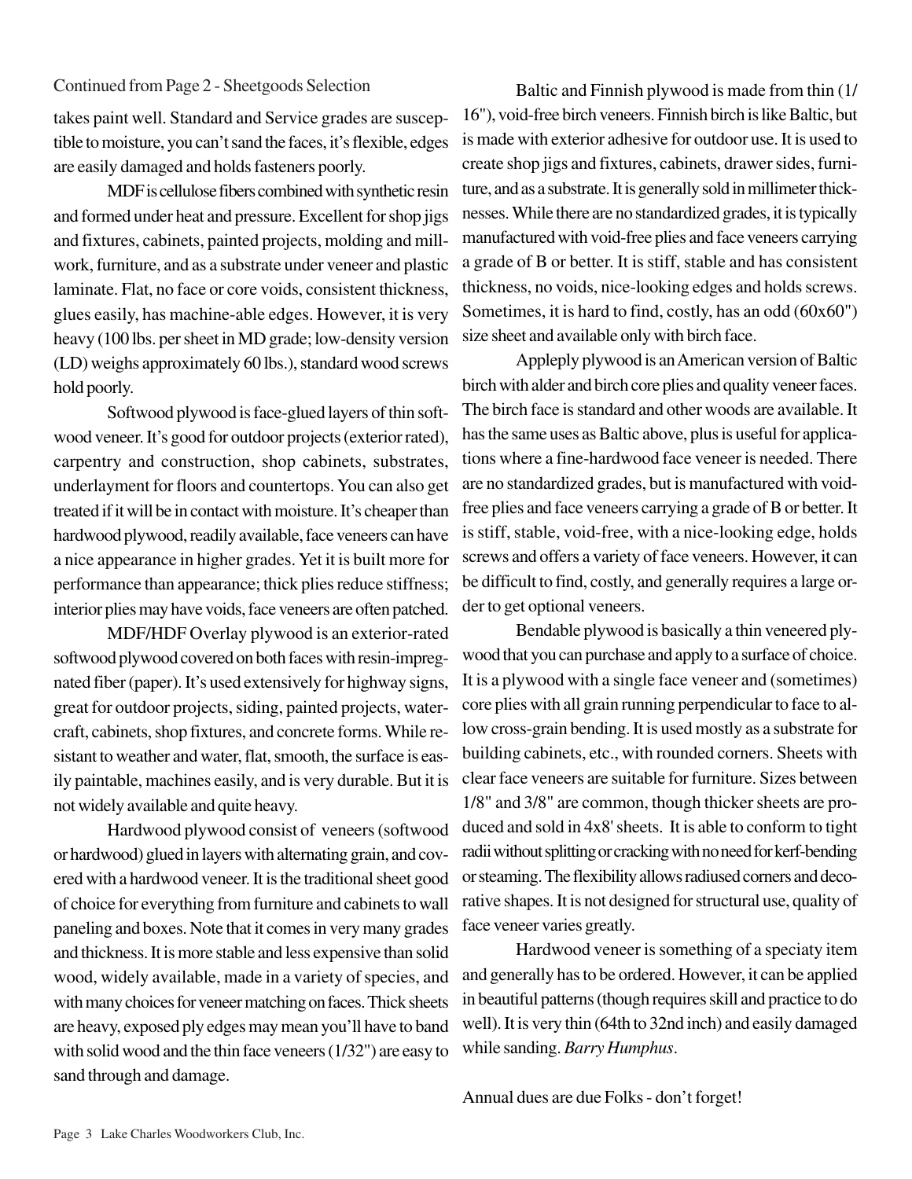Continued from Page 2 - Sheetgoods Selection

takes paint well. Standard and Service grades are susceptible to moisture, you can't sand the faces, it's flexible, edges are easily damaged and holds fasteners poorly.

MDF is cellulose fibers combined with synthetic resin and formed under heat and pressure. Excellent for shop jigs and fixtures, cabinets, painted projects, molding and millwork, furniture, and as a substrate under veneer and plastic laminate. Flat, no face or core voids, consistent thickness, glues easily, has machine-able edges. However, it is very heavy (100 lbs. per sheet in MD grade; low-density version (LD) weighs approximately 60 lbs.), standard wood screws hold poorly.

Softwood plywood is face-glued layers of thin softwood veneer. It's good for outdoor projects (exterior rated), carpentry and construction, shop cabinets, substrates, underlayment for floors and countertops. You can also get treated if it will be in contact with moisture. It's cheaper than hardwood plywood, readily available, face veneers can have a nice appearance in higher grades. Yet it is built more for performance than appearance; thick plies reduce stiffness; interior plies may have voids, face veneers are often patched.

MDF/HDF Overlay plywood is an exterior-rated softwood plywood covered on both faces with resin-impregnated fiber (paper). It's used extensively for highway signs, great for outdoor projects, siding, painted projects, watercraft, cabinets, shop fixtures, and concrete forms. While resistant to weather and water, flat, smooth, the surface is easily paintable, machines easily, and is very durable. But it is not widely available and quite heavy.

Hardwood plywood consist of veneers (softwood or hardwood) glued in layers with alternating grain, and covered with a hardwood veneer. It is the traditional sheet good of choice for everything from furniture and cabinets to wall paneling and boxes. Note that it comes in very many grades and thickness. It is more stable and less expensive than solid wood, widely available, made in a variety of species, and with many choices for veneer matching on faces. Thick sheets are heavy, exposed ply edges may mean you'll have to band with solid wood and the thin face veneers (1/32") are easy to sand through and damage.

Baltic and Finnish plywood is made from thin (1/16"), void-free birch veneers. Finnish birch is like Baltic, but is made with exterior adhesive for outdoor use. It is used to create shop jigs and fixtures, cabinets, drawer sides, furniture, and as a substrate. It is generally sold in millimeter thicknesses. While there are no standardized grades, it is typically manufactured with void-free plies and face veneers carrying a grade of B or better. It is stiff, stable and has consistent thickness, no voids, nice-looking edges and holds screws. Sometimes, it is hard to find, costly, has an odd (60x60") size sheet and available only with birch face.

Appleply plywood is an American version of Baltic birch with alder and birch core plies and quality veneer faces. The birch face is standard and other woods are available. It has the same uses as Baltic above, plus is useful for applications where a fine-hardwood face veneer is needed. There are no standardized grades, but is manufactured with void-free plies and face veneers carrying a grade of B or better. It is stiff, stable, void-free, with a nice-looking edge, holds screws and offers a variety of face veneers. However, it can be difficult to find, costly, and generally requires a large order to get optional veneers.

Bendable plywood is basically a thin veneered plywood that you can purchase and apply to a surface of choice. It is a plywood with a single face veneer and (sometimes) core plies with all grain running perpendicular to face to allow cross-grain bending. It is used mostly as a substrate for building cabinets, etc., with rounded corners. Sheets with clear face veneers are suitable for furniture. Sizes between 1/8" and 3/8" are common, though thicker sheets are produced and sold in 4x8' sheets. It is able to conform to tight radii without splitting or cracking with no need for kerf-bending or steaming. The flexibility allows radiused corners and decorative shapes. It is not designed for structural use, quality of face veneer varies greatly.

Hardwood veneer is something of a speciaty item and generally has to be ordered. However, it can be applied in beautiful patterns (though requires skill and practice to do well). It is very thin (64th to 32nd inch) and easily damaged while sanding. *Barry Humphus*.

Annual dues are due Folks - don't forget!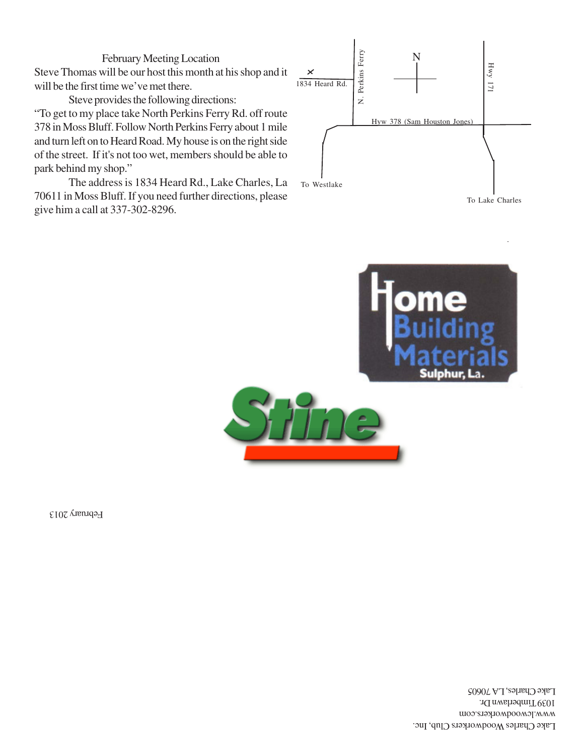## February Meeting Location

Steve Thomas will be our host this month at his shop and it will be the first time we've met there.

Steve provides the following directions:

"To get to my place take North Perkins Ferry Rd. off route 378 in Moss Bluff. Follow North Perkins Ferry about 1 mile and turn left on to Heard Road. My house is on the right side of the street. If it's not too wet, members should be able to park behind my shop."

The address is 1834 Heard Rd., Lake Charles, La 70611 in Moss Bluff. If you need further directions, please give him a call at 337-302-8296.

N

1834 Heard Rd.

N. Perkins Ferry

Hwy 171

Hyw 378 (Sam Houston Jones)

To Westlake

To Lake Charles

Home Building Materials

Sulphur, La.

Stine

February 2013

Lake Charles Woodworkers Club, Inc.
www.lcwoodworkers.com
1039 Timberlawn Dr.
Lake Charles, LA 70605